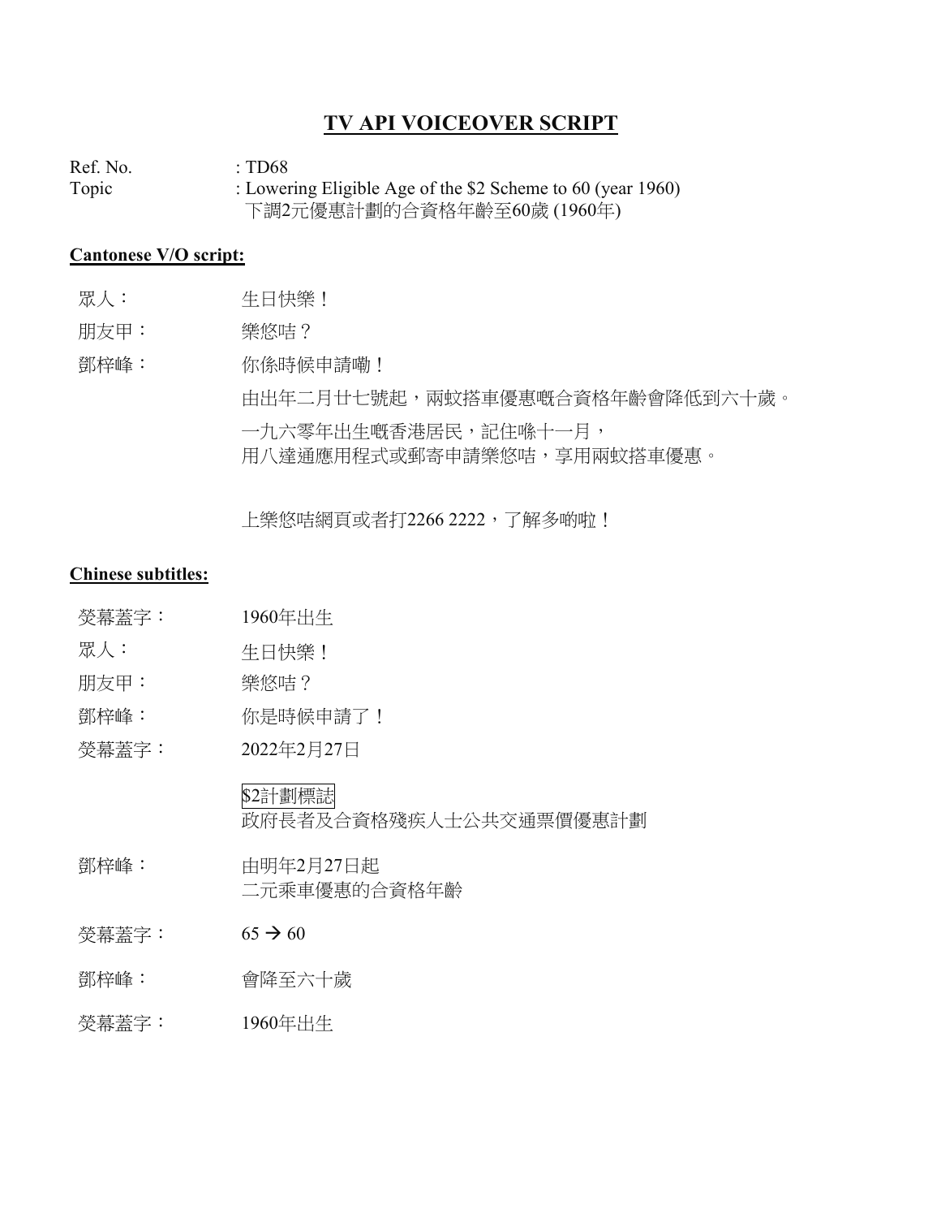# TV API VOICEOVER SCRIPT

Ref. No. : TD68

Topic : Lowering Eligible Age of the $2 Scheme to 60 (year 1960)
下調2元優惠計劃的合資格年齡至60歲 (1960年)

## Cantonese V/O script:

| | |
|---|---|
| 眾人： | 生日快樂！ |
| 朋友甲： | 樂悠咭？ |
| 鄧梓峰： | 你係時候申請嘞！<br>由出年二月廿七號起，兩蚊搭車優惠嘅合資格年齡會降低到六十歲。<br>一九六零年出生嘅香港居民，記住喺十一月，<br>用八達通應用程式或郵寄申請樂悠咭，享用兩蚊搭車優惠。<br><br>上樂悠咭網頁或者打2266 2222，了解多啲啦！ |

## Chinese subtitles:

| | |
|---|---|
| 熒幕蓋字： | 1960年出生 |
| 眾人： | 生日快樂！ |
| 朋友甲： | 樂悠咭？ |
| 鄧梓峰： | 你是時候申請了！ |
| 熒幕蓋字： | 2022年2月27日<br><br>$2計劃標誌<br>政府長者及合資格殘疾人士公共交通票價優惠計劃 |
| 鄧梓峰： | 由明年2月27日起<br>二元乘車優惠的合資格年齡 |
| 熒幕蓋字： | 65 → 60 |
| 鄧梓峰： | 會降至六十歲 |
| 熒幕蓋字： | 1960年出生 |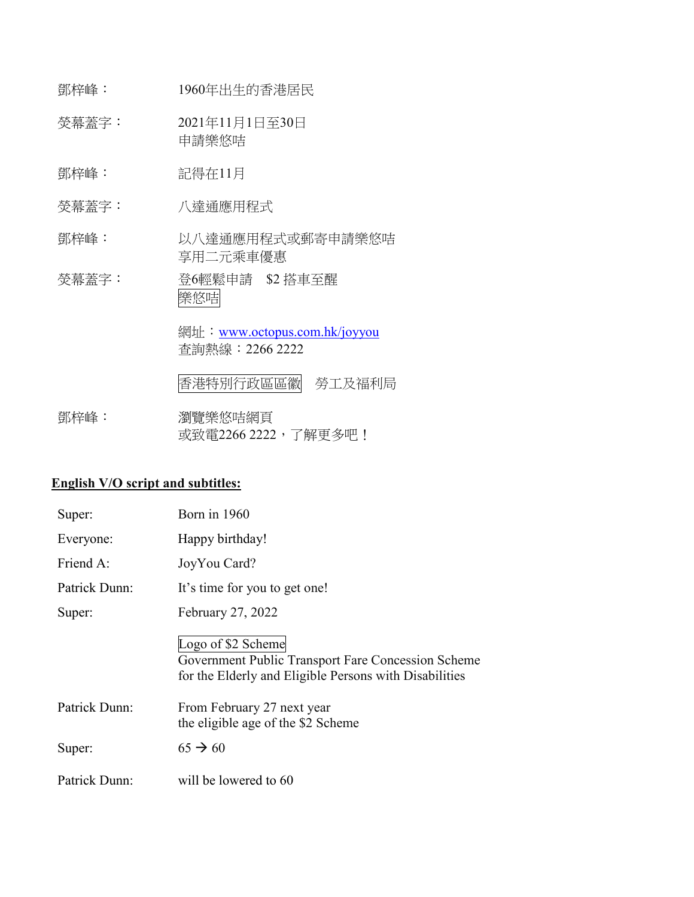| | |
|---|---|
| 鄧梓峰： | 1960年出生的香港居民 |
| 熒幕蓋字： | 2021年11月1日至30日<br>申請樂悠咭 |
| 鄧梓峰： | 記得在11月 |
| 熒幕蓋字： | 八達通應用程式 |
| 鄧梓峰： | 以八達通應用程式或郵寄申請樂悠咭<br>享用二元乘車優惠 |
| 熒幕蓋字： | 登6輕鬆申請 $2 搭車至醒<br>樂悠咭<br><br>網址：www.octopus.com.hk/joyyou<br>查詢熱線：2266 2222<br><br>香港特別行政區區徽 勞工及福利局 |
| 鄧梓峰： | 瀏覽樂悠咭網頁<br>或致電2266 2222，了解更多吧！ |

**English V/O script and subtitles:**

| | |
|---|---|
| Super: | Born in 1960 |
| Everyone: | Happy birthday! |
| Friend A: | JoyYou Card? |
| Patrick Dunn: | It's time for you to get one! |
| Super: | February 27, 2022<br><br>Logo of $2 Scheme<br>Government Public Transport Fare Concession Scheme for the Elderly and Eligible Persons with Disabilities |
| Patrick Dunn: | From February 27 next year<br>the eligible age of the $2 Scheme |
| Super: | 65 → 60 |
| Patrick Dunn: | will be lowered to 60 |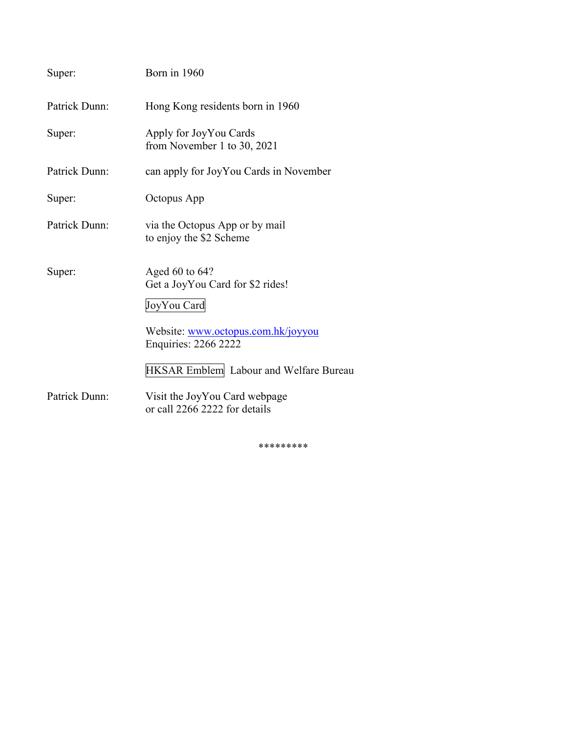| | |
|---|---|
| Super: | Born in 1960 |
| Patrick Dunn: | Hong Kong residents born in 1960 |
| Super: | Apply for JoyYou Cards<br>from November 1 to 30, 2021 |
| Patrick Dunn: | can apply for JoyYou Cards in November |
| Super: | Octopus App |
| Patrick Dunn: | via the Octopus App or by mail<br>to enjoy the $2 Scheme |
| Super: | Aged 60 to 64?<br>Get a JoyYou Card for $2 rides!<br><br>[JoyYou Card]<br><br>Website: www.octopus.com.hk/joyyou<br>Enquiries: 2266 2222<br><br>[HKSAR Emblem] Labour and Welfare Bureau |
| Patrick Dunn: | Visit the JoyYou Card webpage<br>or call 2266 2222 for details |

*********